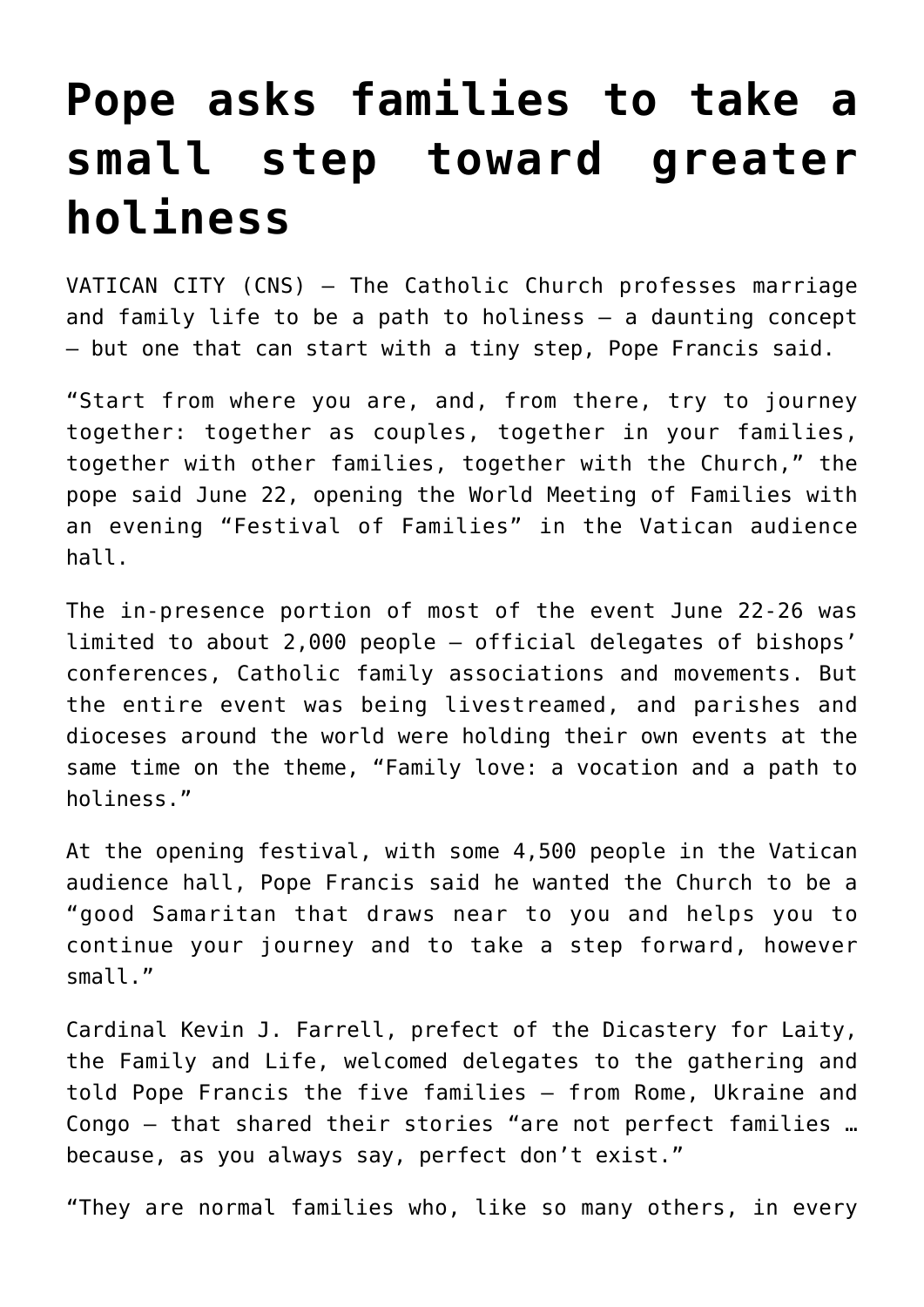# Pope asks families to take a small step toward greater holiness

VATICAN CITY (CNS) — The Catholic Church professes marriage and family life to be a path to holiness — a daunting concept — but one that can start with a tiny step, Pope Francis said.

"Start from where you are, and, from there, try to journey together: together as couples, together in your families, together with other families, together with the Church," the pope said June 22, opening the World Meeting of Families with an evening "Festival of Families" in the Vatican audience hall.

The in-presence portion of most of the event June 22-26 was limited to about 2,000 people — official delegates of bishops' conferences, Catholic family associations and movements. But the entire event was being livestreamed, and parishes and dioceses around the world were holding their own events at the same time on the theme, "Family love: a vocation and a path to holiness."

At the opening festival, with some 4,500 people in the Vatican audience hall, Pope Francis said he wanted the Church to be a "good Samaritan that draws near to you and helps you to continue your journey and to take a step forward, however small."

Cardinal Kevin J. Farrell, prefect of the Dicastery for Laity, the Family and Life, welcomed delegates to the gathering and told Pope Francis the five families — from Rome, Ukraine and Congo — that shared their stories "are not perfect families … because, as you always say, perfect don't exist."

"They are normal families who, like so many others, in every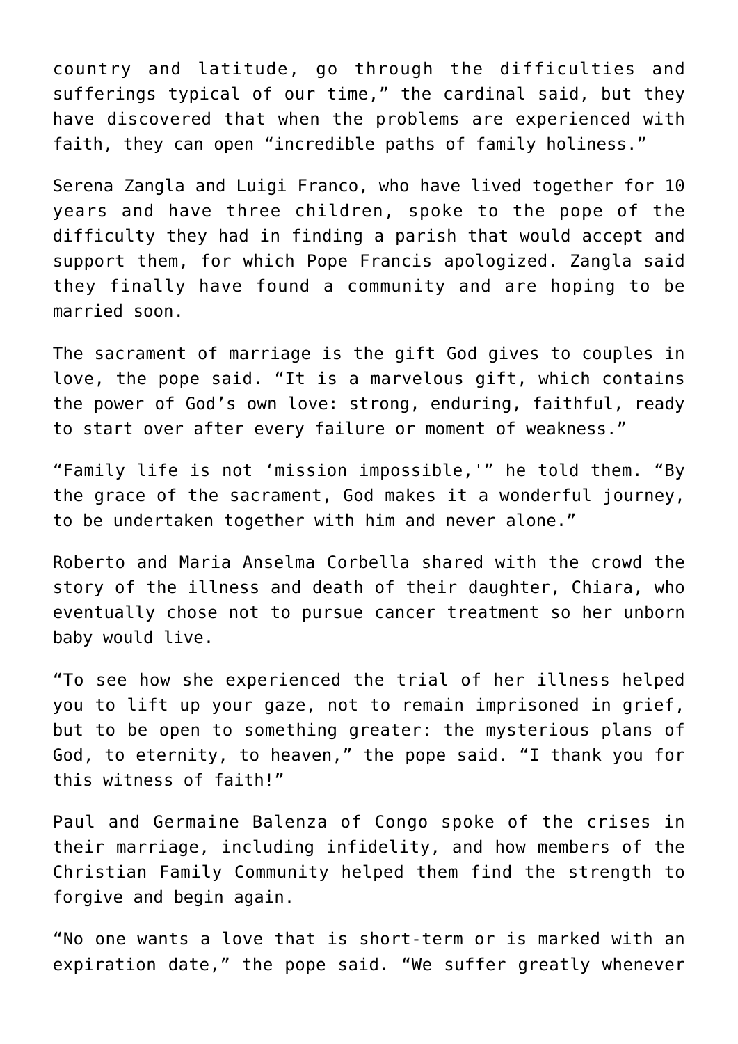country and latitude, go through the difficulties and sufferings typical of our time," the cardinal said, but they have discovered that when the problems are experienced with faith, they can open "incredible paths of family holiness."

Serena Zangla and Luigi Franco, who have lived together for 10 years and have three children, spoke to the pope of the difficulty they had in finding a parish that would accept and support them, for which Pope Francis apologized. Zangla said they finally have found a community and are hoping to be married soon.

The sacrament of marriage is the gift God gives to couples in love, the pope said. "It is a marvelous gift, which contains the power of God's own love: strong, enduring, faithful, ready to start over after every failure or moment of weakness."

"Family life is not 'mission impossible,'" he told them. "By the grace of the sacrament, God makes it a wonderful journey, to be undertaken together with him and never alone."

Roberto and Maria Anselma Corbella shared with the crowd the story of the illness and death of their daughter, Chiara, who eventually chose not to pursue cancer treatment so her unborn baby would live.

"To see how she experienced the trial of her illness helped you to lift up your gaze, not to remain imprisoned in grief, but to be open to something greater: the mysterious plans of God, to eternity, to heaven," the pope said. "I thank you for this witness of faith!"

Paul and Germaine Balenza of Congo spoke of the crises in their marriage, including infidelity, and how members of the Christian Family Community helped them find the strength to forgive and begin again.

"No one wants a love that is short-term or is marked with an expiration date," the pope said. "We suffer greatly whenever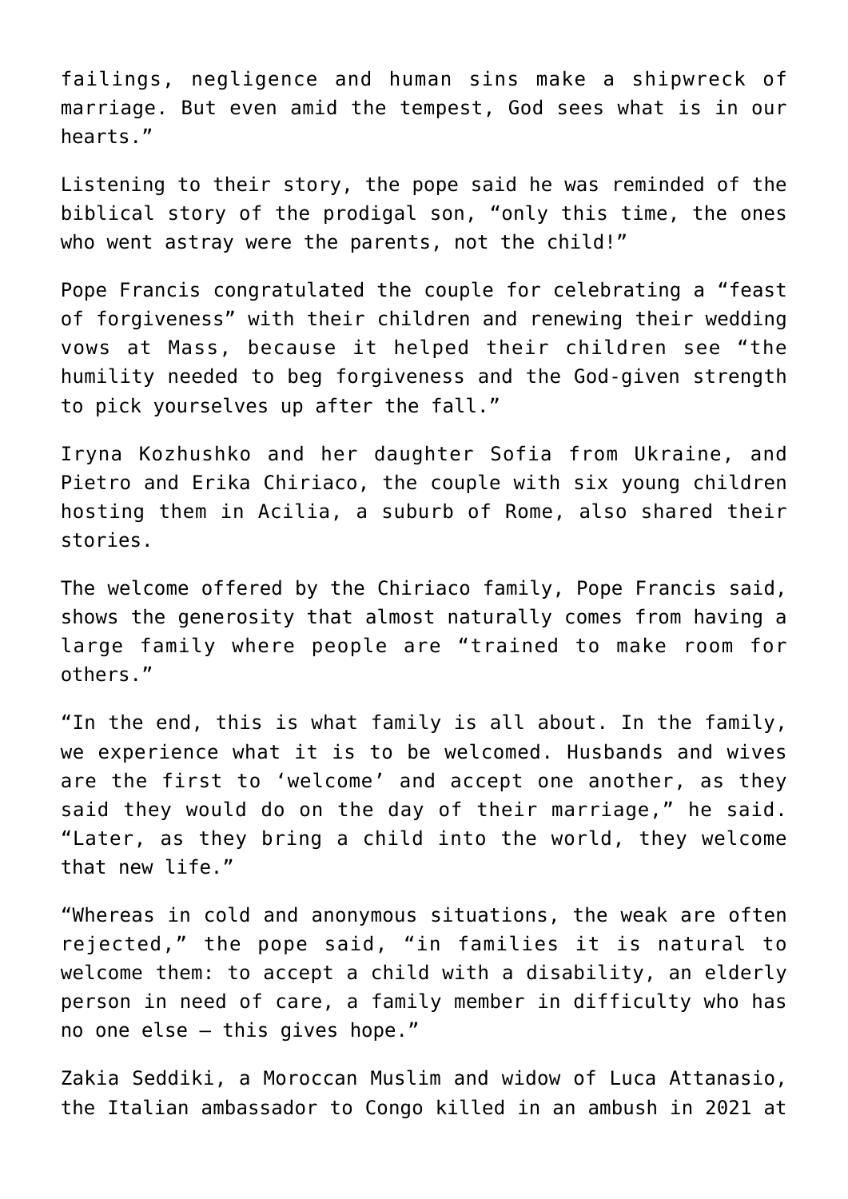failings, negligence and human sins make a shipwreck of marriage. But even amid the tempest, God sees what is in our hearts."

Listening to their story, the pope said he was reminded of the biblical story of the prodigal son, "only this time, the ones who went astray were the parents, not the child!"

Pope Francis congratulated the couple for celebrating a "feast of forgiveness" with their children and renewing their wedding vows at Mass, because it helped their children see "the humility needed to beg forgiveness and the God-given strength to pick yourselves up after the fall."

Iryna Kozhushko and her daughter Sofia from Ukraine, and Pietro and Erika Chiriaco, the couple with six young children hosting them in Acilia, a suburb of Rome, also shared their stories.

The welcome offered by the Chiriaco family, Pope Francis said, shows the generosity that almost naturally comes from having a large family where people are "trained to make room for others."

"In the end, this is what family is all about. In the family, we experience what it is to be welcomed. Husbands and wives are the first to 'welcome' and accept one another, as they said they would do on the day of their marriage," he said. "Later, as they bring a child into the world, they welcome that new life."

"Whereas in cold and anonymous situations, the weak are often rejected," the pope said, "in families it is natural to welcome them: to accept a child with a disability, an elderly person in need of care, a family member in difficulty who has no one else – this gives hope."

Zakia Seddiki, a Moroccan Muslim and widow of Luca Attanasio, the Italian ambassador to Congo killed in an ambush in 2021 at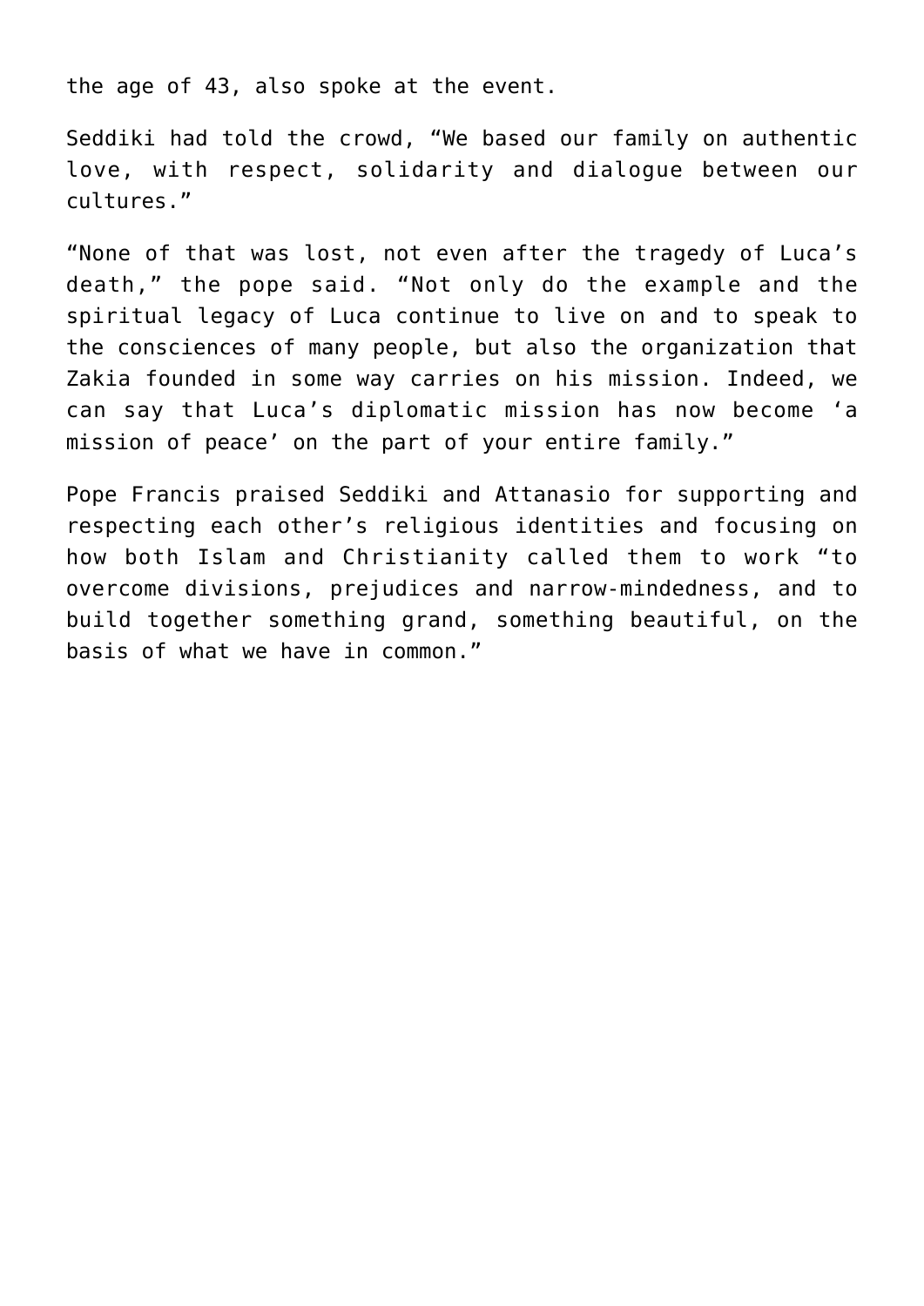the age of 43, also spoke at the event.

Seddiki had told the crowd, “We based our family on authentic love, with respect, solidarity and dialogue between our cultures.”

“None of that was lost, not even after the tragedy of Luca’s death,” the pope said. “Not only do the example and the spiritual legacy of Luca continue to live on and to speak to the consciences of many people, but also the organization that Zakia founded in some way carries on his mission. Indeed, we can say that Luca’s diplomatic mission has now become ‘a mission of peace’ on the part of your entire family.”

Pope Francis praised Seddiki and Attanasio for supporting and respecting each other’s religious identities and focusing on how both Islam and Christianity called them to work “to overcome divisions, prejudices and narrow-mindedness, and to build together something grand, something beautiful, on the basis of what we have in common.”